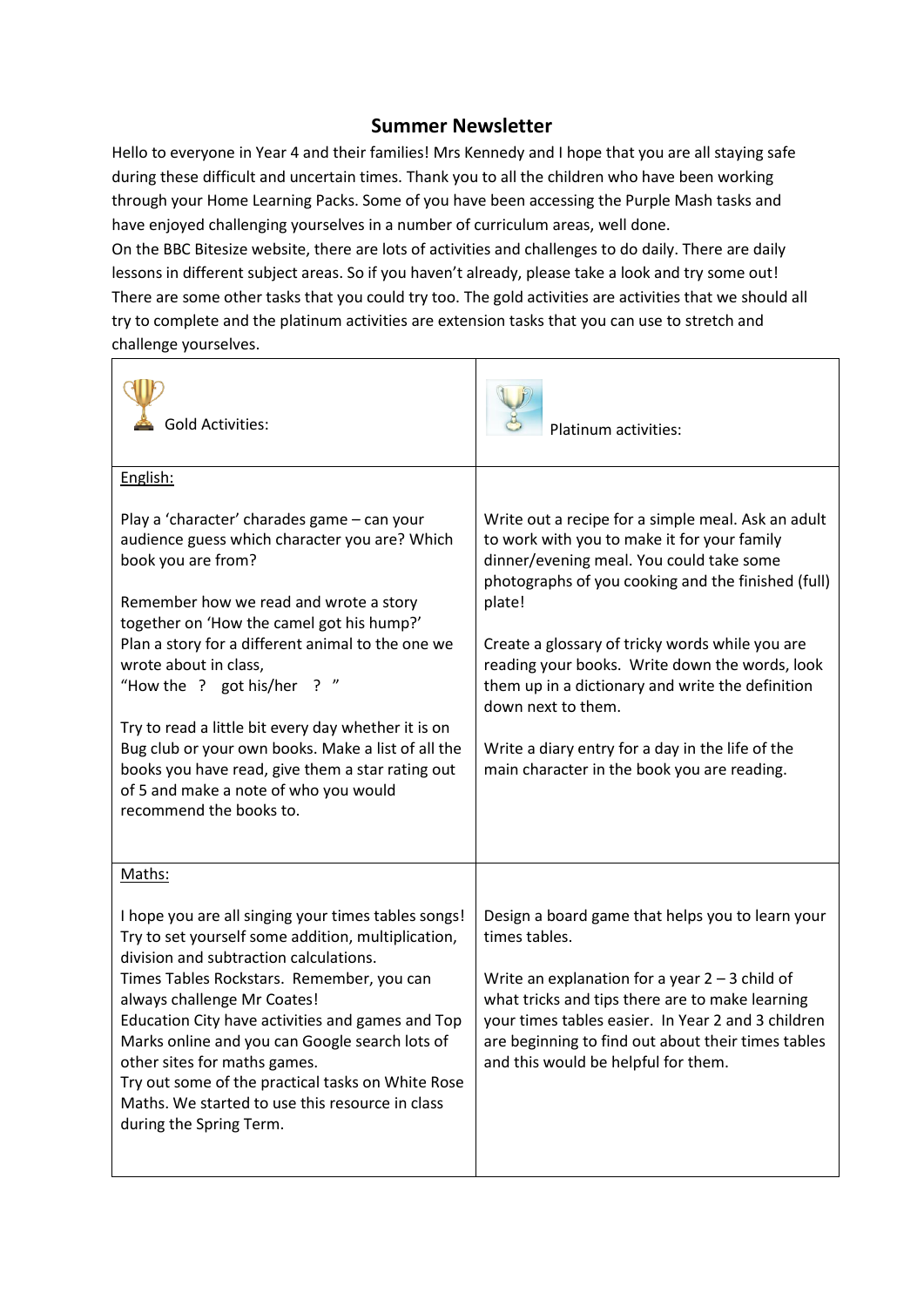# Summer Newsletter

Hello to everyone in Year 4 and their families! Mrs Kennedy and I hope that you are all staying safe during these difficult and uncertain times. Thank you to all the children who have been working through your Home Learning Packs. Some of you have been accessing the Purple Mash tasks and have enjoyed challenging yourselves in a number of curriculum areas, well done.

On the BBC Bitesize website, there are lots of activities and challenges to do daily. There are daily lessons in different subject areas. So if you haven't already, please take a look and try some out!

There are some other tasks that you could try too. The gold activities are activities that we should all try to complete and the platinum activities are extension tasks that you can use to stretch and challenge yourselves.

| Gold Activities: | Platinum activities: |
|---|---|
| English: | |
| Play a 'character' charades game – can your audience guess which character you are? Which book you are from?<br><br>Remember how we read and wrote a story together on 'How the camel got his hump?' Plan a story for a different animal to the one we wrote about in class, "How the ? got his/her ? "<br><br>Try to read a little bit every day whether it is on Bug club or your own books. Make a list of all the books you have read, give them a star rating out of 5 and make a note of who you would recommend the books to. | Write out a recipe for a simple meal. Ask an adult to work with you to make it for your family dinner/evening meal. You could take some photographs of you cooking and the finished (full) plate!<br><br>Create a glossary of tricky words while you are reading your books. Write down the words, look them up in a dictionary and write the definition down next to them.<br><br>Write a diary entry for a day in the life of the main character in the book you are reading. |
| Maths: | |
| I hope you are all singing your times tables songs! Try to set yourself some addition, multiplication, division and subtraction calculations.<br>Times Tables Rockstars. Remember, you can always challenge Mr Coates!<br>Education City have activities and games and Top Marks online and you can Google search lots of other sites for maths games.<br>Try out some of the practical tasks on White Rose Maths. We started to use this resource in class during the Spring Term. | Design a board game that helps you to learn your times tables.<br><br>Write an explanation for a year 2 – 3 child of what tricks and tips there are to make learning your times tables easier. In Year 2 and 3 children are beginning to find out about their times tables and this would be helpful for them. |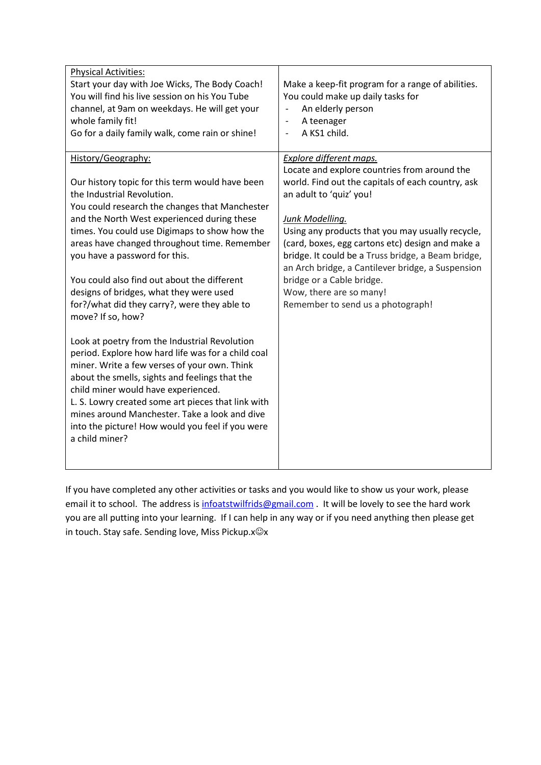| | |
|---|---|
| <u>Physical Activities:</u><br>Start your day with Joe Wicks, The Body Coach! You will find his live session on his You Tube channel, at 9am on weekdays. He will get your whole family fit!<br>Go for a daily family walk, come rain or shine! | Make a keep-fit program for a range of abilities. You could make up daily tasks for<br>- An elderly person<br>- A teenager<br>- A KS1 child. |
| <u>History/Geography:</u><br><br>Our history topic for this term would have been the Industrial Revolution.<br>You could research the changes that Manchester and the North West experienced during these times. You could use Digimaps to show how the areas have changed throughout time. Remember you have a password for this.<br><br>You could also find out about the different designs of bridges, what they were used for?/what did they carry?, were they able to move? If so, how?<br><br>Look at poetry from the Industrial Revolution period. Explore how hard life was for a child coal miner. Write a few verses of your own. Think about the smells, sights and feelings that the child miner would have experienced.<br>L. S. Lowry created some art pieces that link with mines around Manchester. Take a look and dive into the picture! How would you feel if you were a child miner? | <u>*Explore different maps.*</u><br>Locate and explore countries from around the world. Find out the capitals of each country, ask an adult to 'quiz' you!<br><br><u>*Junk Modelling.*</u><br>Using any products that you may usually recycle, (card, boxes, egg cartons etc) design and make a bridge. It could be a Truss bridge, a Beam bridge, an Arch bridge, a Cantilever bridge, a Suspension bridge or a Cable bridge.<br>Wow, there are so many!<br>Remember to send us a photograph! |

If you have completed any other activities or tasks and you would like to show us your work, please email it to school. The address is infoatstwilfrids@gmail.com . It will be lovely to see the hard work you are all putting into your learning. If I can help in any way or if you need anything then please get in touch. Stay safe. Sending love, Miss Pickup.x☺x